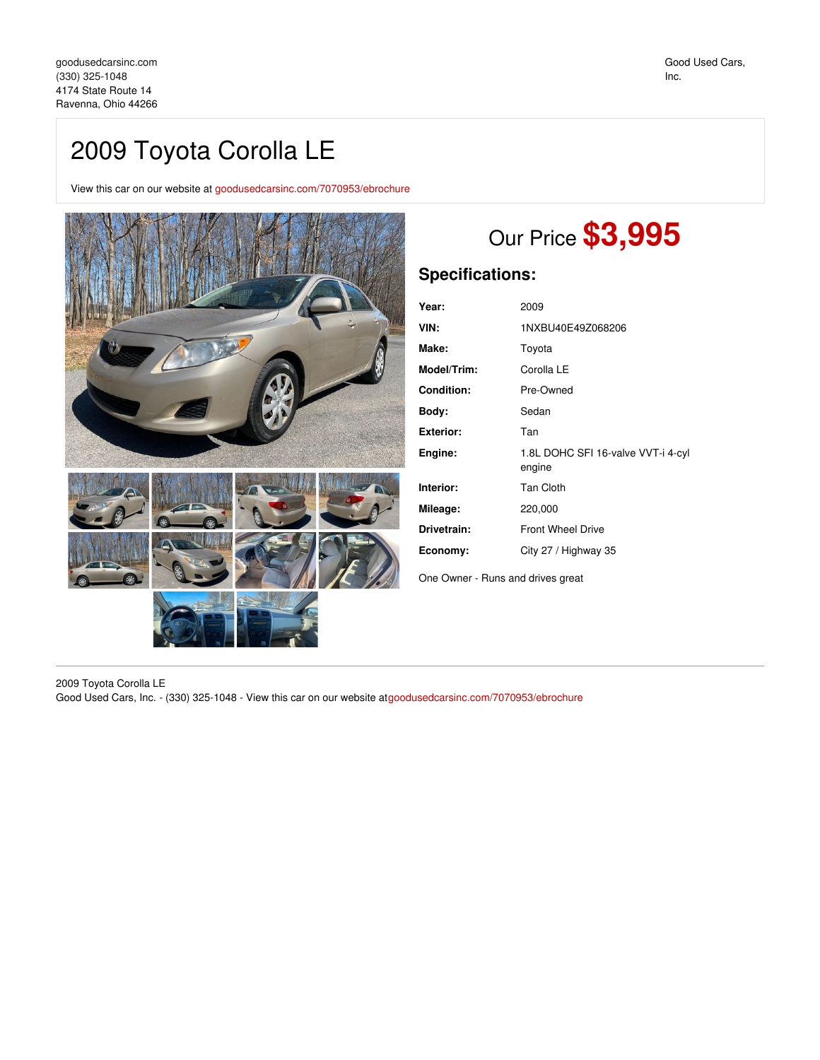goodusedcarsinc.com
(330) 325-1048
4174 State Route 14
Ravenna, Ohio 44266

Good Used Cars, Inc.

# 2009 Toyota Corolla LE

View this car on our website at goodusedcarsinc.com/7070953/ebrochure

## Our Price **$3,995**

## Specifications:

| | |
|---|---|
| **Year:** | 2009 |
| **VIN:** | 1NXBU40E49Z068206 |
| **Make:** | Toyota |
| **Model/Trim:** | Corolla LE |
| **Condition:** | Pre-Owned |
| **Body:** | Sedan |
| **Exterior:** | Tan |
| **Engine:** | 1.8L DOHC SFI 16-valve VVT-i 4-cyl engine |
| **Interior:** | Tan Cloth |
| **Mileage:** | 220,000 |
| **Drivetrain:** | Front Wheel Drive |
| **Economy:** | City 27 / Highway 35 |

One Owner - Runs and drives great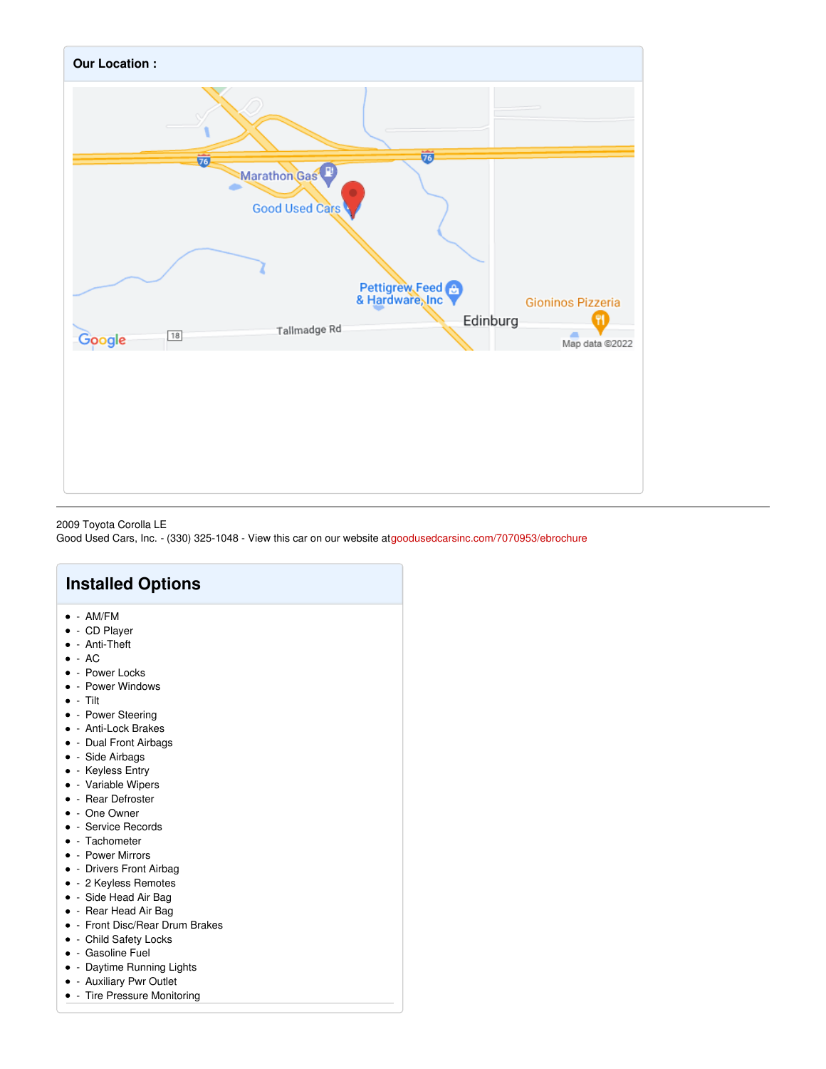**Our Location :**

2009 Toyota Corolla LE
Good Used Cars, Inc. - (330) 325-1048 - View this car on our website atgoodusedcarsinc.com/7070953/ebrochure

## Installed Options

- - AM/FM
- - CD Player
- - Anti-Theft
- - AC
- - Power Locks
- - Power Windows
- - Tilt
- - Power Steering
- - Anti-Lock Brakes
- - Dual Front Airbags
- - Side Airbags
- - Keyless Entry
- - Variable Wipers
- - Rear Defroster
- - One Owner
- - Service Records
- - Tachometer
- - Power Mirrors
- - Drivers Front Airbag
- - 2 Keyless Remotes
- - Side Head Air Bag
- - Rear Head Air Bag
- - Front Disc/Rear Drum Brakes
- - Child Safety Locks
- - Gasoline Fuel
- - Daytime Running Lights
- - Auxiliary Pwr Outlet
- - Tire Pressure Monitoring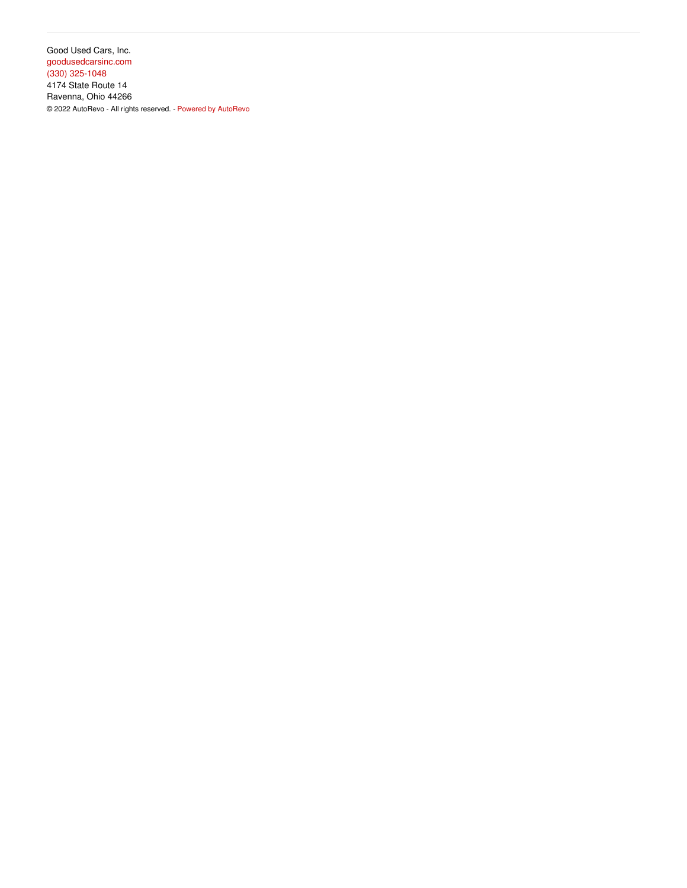Good Used Cars, Inc.
goodusedcarsinc.com
(330) 325-1048
4174 State Route 14
Ravenna, Ohio 44266
© 2022 AutoRevo - All rights reserved. - Powered by AutoRevo